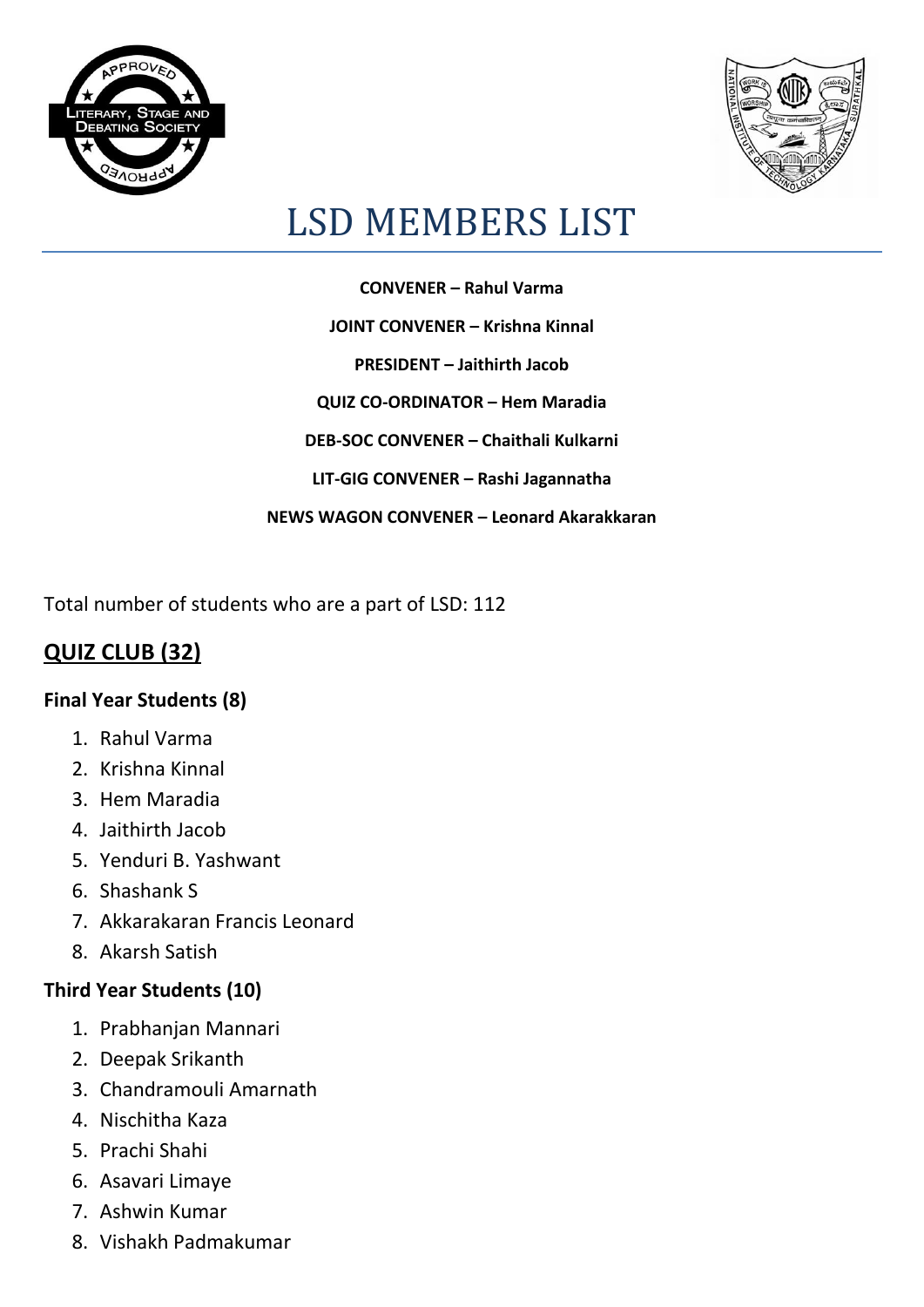# LSD MEMBERS LIST

**CONVENER – Rahul Varma**

**JOINT CONVENER – Krishna Kinnal**

**PRESIDENT – Jaithirth Jacob**

**QUIZ CO-ORDINATOR – Hem Maradia**

**DEB-SOC CONVENER – Chaithali Kulkarni**

**LIT-GIG CONVENER – Rashi Jagannatha**

**NEWS WAGON CONVENER – Leonard Akarakkaran**

Total number of students who are a part of LSD: 112

## QUIZ CLUB (32)

### Final Year Students (8)

1. Rahul Varma
2. Krishna Kinnal
3. Hem Maradia
4. Jaithirth Jacob
5. Yenduri B. Yashwant
6. Shashank S
7. Akkarakaran Francis Leonard
8. Akarsh Satish

### Third Year Students (10)

1. Prabhanjan Mannari
2. Deepak Srikanth
3. Chandramouli Amarnath
4. Nischitha Kaza
5. Prachi Shahi
6. Asavari Limaye
7. Ashwin Kumar
8. Vishakh Padmakumar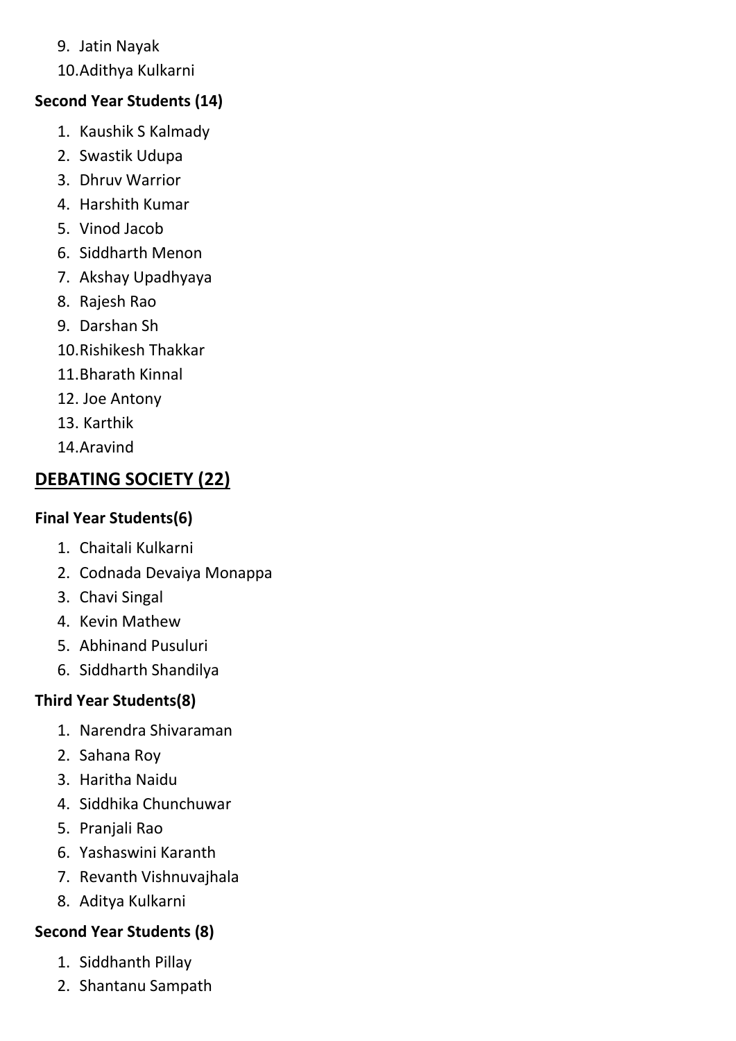9. Jatin Nayak
10. Adithya Kulkarni

**Second Year Students (14)**

1. Kaushik S Kalmady
2. Swastik Udupa
3. Dhruv Warrior
4. Harshith Kumar
5. Vinod Jacob
6. Siddharth Menon
7. Akshay Upadhyaya
8. Rajesh Rao
9. Darshan Sh
10. Rishikesh Thakkar
11. Bharath Kinnal
12. Joe Antony
13. Karthik
14. Aravind

## DEBATING SOCIETY (22)

**Final Year Students(6)**

1. Chaitali Kulkarni
2. Codnada Devaiya Monappa
3. Chavi Singal
4. Kevin Mathew
5. Abhinand Pusuluri
6. Siddharth Shandilya

**Third Year Students(8)**

1. Narendra Shivaraman
2. Sahana Roy
3. Haritha Naidu
4. Siddhika Chunchuwar
5. Pranjali Rao
6. Yashaswini Karanth
7. Revanth Vishnuvajhala
8. Aditya Kulkarni

**Second Year Students (8)**

1. Siddhanth Pillay
2. Shantanu Sampath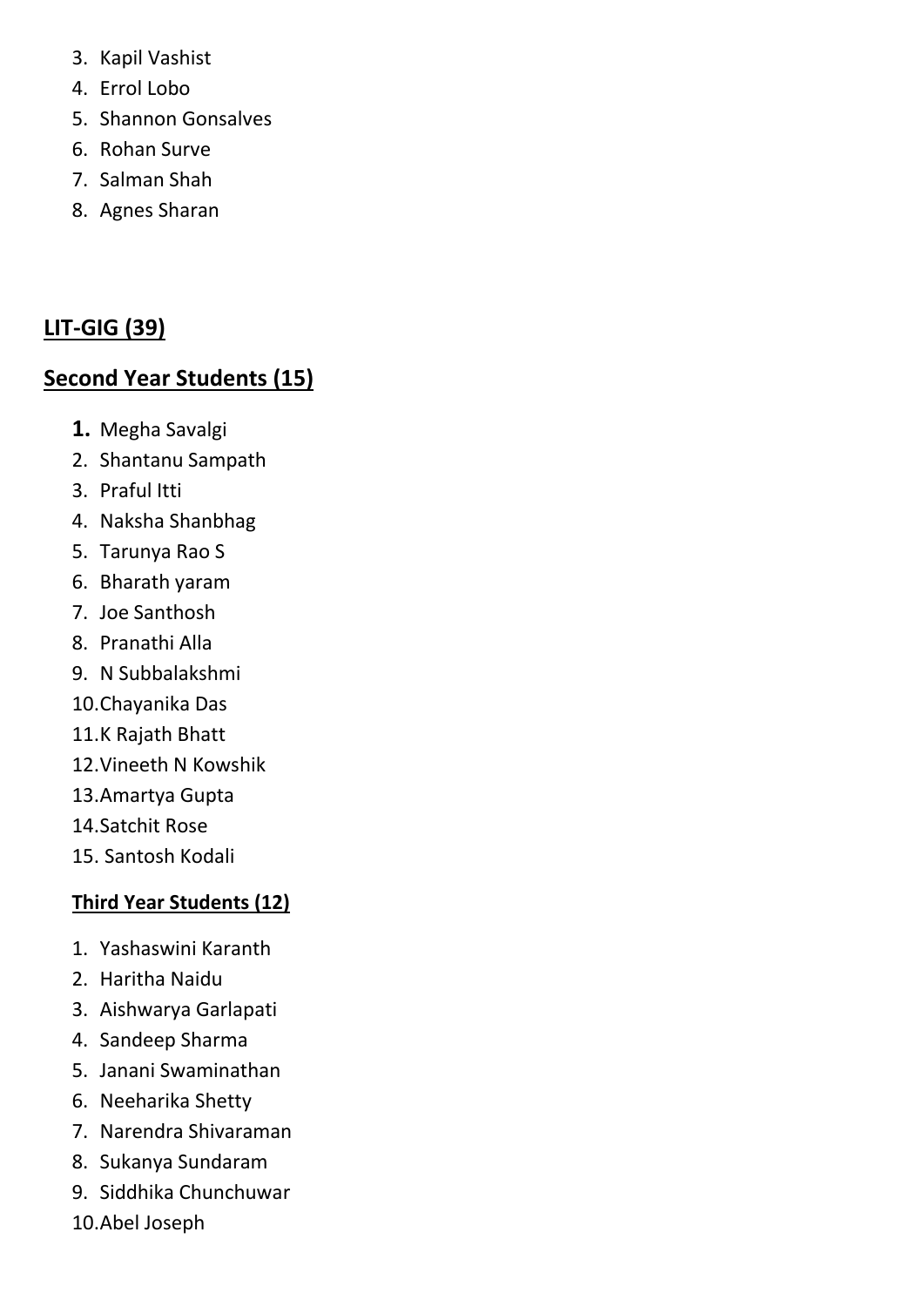3. Kapil Vashist
4. Errol Lobo
5. Shannon Gonsalves
6. Rohan Surve
7. Salman Shah
8. Agnes Sharan

## LIT-GIG (39)

## Second Year Students (15)

1. Megha Savalgi
2. Shantanu Sampath
3. Praful Itti
4. Naksha Shanbhag
5. Tarunya Rao S
6. Bharath yaram
7. Joe Santhosh
8. Pranathi Alla
9. N Subbalakshmi
10. Chayanika Das
11. K Rajath Bhatt
12. Vineeth N Kowshik
13. Amartya Gupta
14. Satchit Rose
15. Santosh Kodali

### Third Year Students (12)

1. Yashaswini Karanth
2. Haritha Naidu
3. Aishwarya Garlapati
4. Sandeep Sharma
5. Janani Swaminathan
6. Neeharika Shetty
7. Narendra Shivaraman
8. Sukanya Sundaram
9. Siddhika Chunchuwar
10. Abel Joseph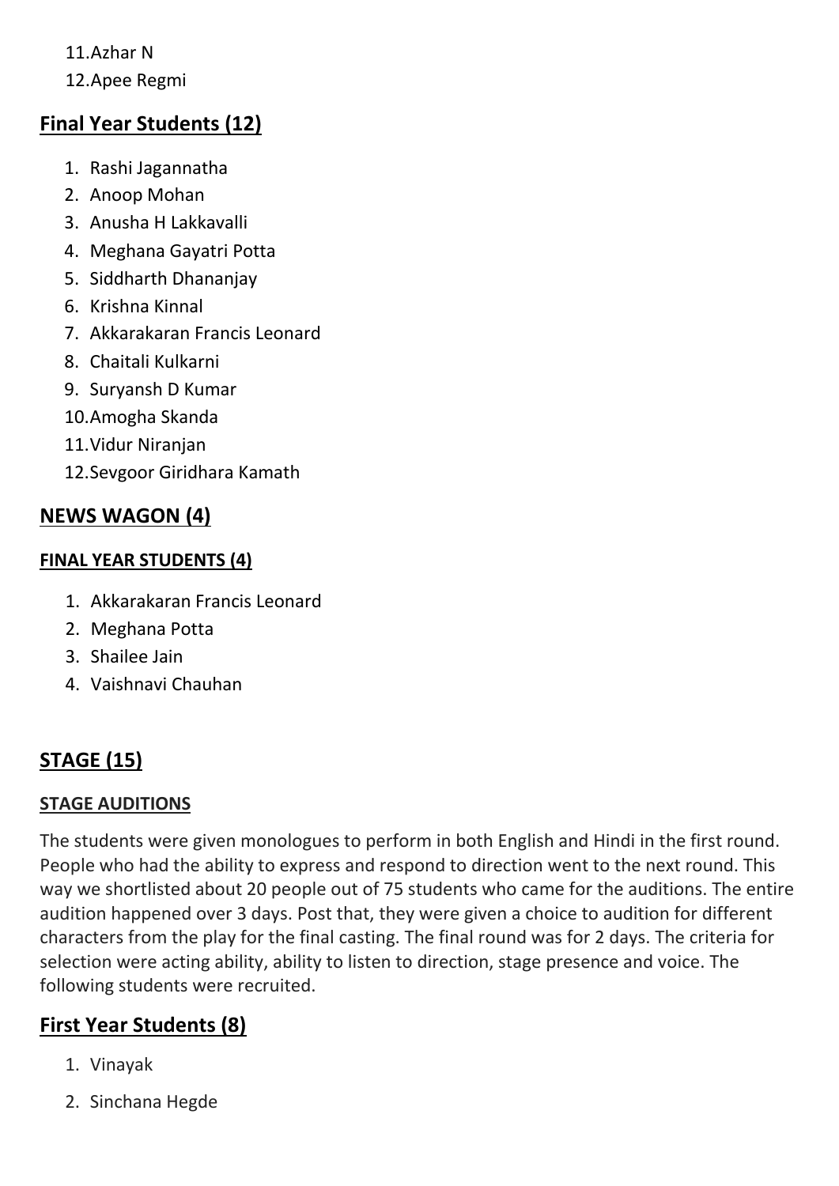11. Azhar N
12. Apee Regmi

## Final Year Students (12)

1. Rashi Jagannatha
2. Anoop Mohan
3. Anusha H Lakkavalli
4. Meghana Gayatri Potta
5. Siddharth Dhananjay
6. Krishna Kinnal
7. Akkarakaran Francis Leonard
8. Chaitali Kulkarni
9. Suryansh D Kumar
10. Amogha Skanda
11. Vidur Niranjan
12. Sevgoor Giridhara Kamath

## NEWS WAGON (4)

### FINAL YEAR STUDENTS (4)

1. Akkarakaran Francis Leonard
2. Meghana Potta
3. Shailee Jain
4. Vaishnavi Chauhan

## STAGE (15)

### STAGE AUDITIONS

The students were given monologues to perform in both English and Hindi in the first round. People who had the ability to express and respond to direction went to the next round. This way we shortlisted about 20 people out of 75 students who came for the auditions. The entire audition happened over 3 days. Post that, they were given a choice to audition for different characters from the play for the final casting. The final round was for 2 days. The criteria for selection were acting ability, ability to listen to direction, stage presence and voice. The following students were recruited.

## First Year Students (8)

1. Vinayak
2. Sinchana Hegde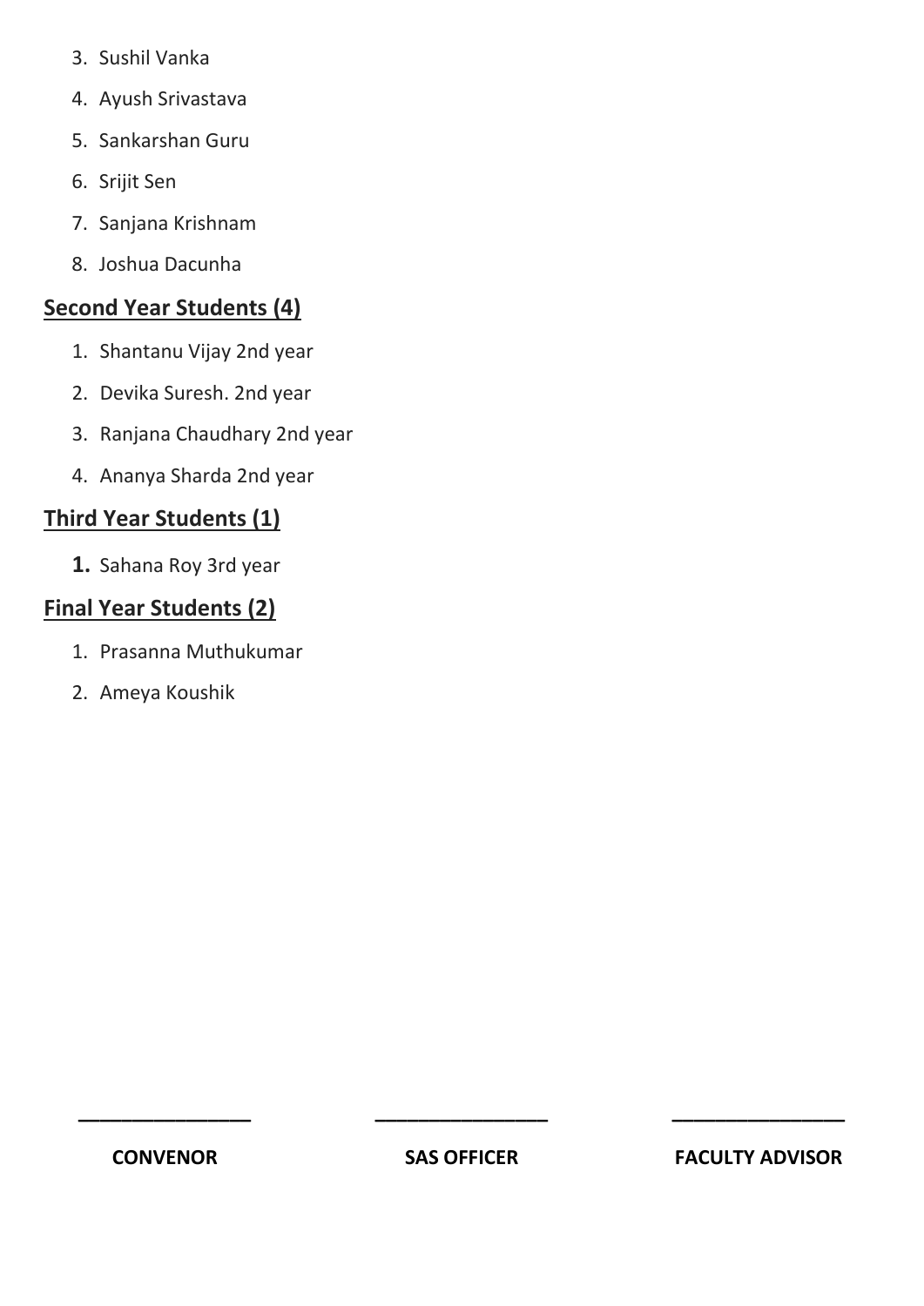3. Sushil Vanka
4. Ayush Srivastava
5. Sankarshan Guru
6. Srijit Sen
7. Sanjana Krishnam
8. Joshua Dacunha

## Second Year Students (4)

1. Shantanu Vijay 2nd year
2. Devika Suresh. 2nd year
3. Ranjana Chaudhary 2nd year
4. Ananya Sharda 2nd year

## Third Year Students (1)

1. Sahana Roy 3rd year

## Final Year Students (2)

1. Prasanna Muthukumar
2. Ameya Koushik

| _______________ | _______________ | _______________ |
|---|---|---|
| **CONVENOR** | **SAS OFFICER** | **FACULTY ADVISOR** |